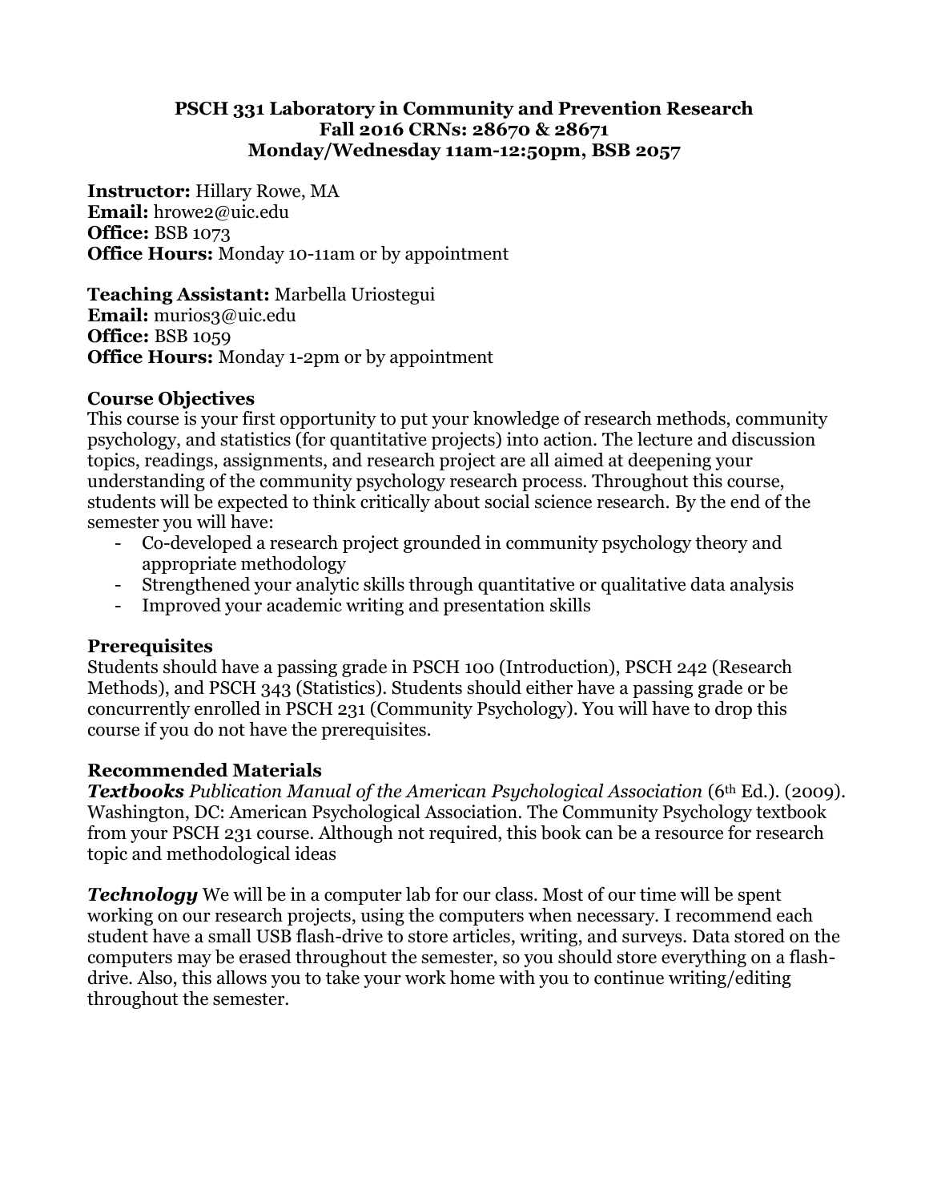# PSCH 331 Laboratory in Community and Prevention Research
## Fall 2016 CRNs: 28670 & 28671
## Monday/Wednesday 11am-12:50pm, BSB 2057

**Instructor:** Hillary Rowe, MA
**Email:** hrowe2@uic.edu
**Office:** BSB 1073
**Office Hours:** Monday 10-11am or by appointment

**Teaching Assistant:** Marbella Uriostegui
**Email:** murios3@uic.edu
**Office:** BSB 1059
**Office Hours:** Monday 1-2pm or by appointment

### Course Objectives

This course is your first opportunity to put your knowledge of research methods, community psychology, and statistics (for quantitative projects) into action. The lecture and discussion topics, readings, assignments, and research project are all aimed at deepening your understanding of the community psychology research process. Throughout this course, students will be expected to think critically about social science research. By the end of the semester you will have:

- Co-developed a research project grounded in community psychology theory and appropriate methodology
- Strengthened your analytic skills through quantitative or qualitative data analysis
- Improved your academic writing and presentation skills

### Prerequisites

Students should have a passing grade in PSCH 100 (Introduction), PSCH 242 (Research Methods), and PSCH 343 (Statistics). Students should either have a passing grade or be concurrently enrolled in PSCH 231 (Community Psychology). You will have to drop this course if you do not have the prerequisites.

### Recommended Materials

***Textbooks*** *Publication Manual of the American Psychological Association* (6th Ed.). (2009). Washington, DC: American Psychological Association. The Community Psychology textbook from your PSCH 231 course. Although not required, this book can be a resource for research topic and methodological ideas

***Technology*** We will be in a computer lab for our class. Most of our time will be spent working on our research projects, using the computers when necessary. I recommend each student have a small USB flash-drive to store articles, writing, and surveys. Data stored on the computers may be erased throughout the semester, so you should store everything on a flash-drive. Also, this allows you to take your work home with you to continue writing/editing throughout the semester.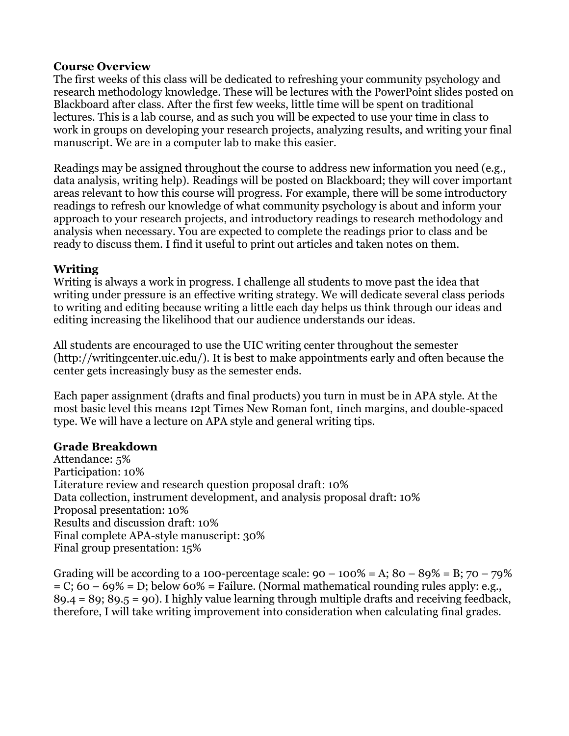**Course Overview**

The first weeks of this class will be dedicated to refreshing your community psychology and research methodology knowledge. These will be lectures with the PowerPoint slides posted on Blackboard after class. After the first few weeks, little time will be spent on traditional lectures. This is a lab course, and as such you will be expected to use your time in class to work in groups on developing your research projects, analyzing results, and writing your final manuscript. We are in a computer lab to make this easier.

Readings may be assigned throughout the course to address new information you need (e.g., data analysis, writing help). Readings will be posted on Blackboard; they will cover important areas relevant to how this course will progress. For example, there will be some introductory readings to refresh our knowledge of what community psychology is about and inform your approach to your research projects, and introductory readings to research methodology and analysis when necessary. You are expected to complete the readings prior to class and be ready to discuss them. I find it useful to print out articles and taken notes on them.

## Writing

Writing is always a work in progress. I challenge all students to move past the idea that writing under pressure is an effective writing strategy. We will dedicate several class periods to writing and editing because writing a little each day helps us think through our ideas and editing increasing the likelihood that our audience understands our ideas.

All students are encouraged to use the UIC writing center throughout the semester (http://writingcenter.uic.edu/). It is best to make appointments early and often because the center gets increasingly busy as the semester ends.

Each paper assignment (drafts and final products) you turn in must be in APA style. At the most basic level this means 12pt Times New Roman font, 1inch margins, and double-spaced type. We will have a lecture on APA style and general writing tips.

## Grade Breakdown

Attendance: 5%
Participation: 10%
Literature review and research question proposal draft: 10%
Data collection, instrument development, and analysis proposal draft: 10%
Proposal presentation: 10%
Results and discussion draft: 10%
Final complete APA-style manuscript: 30%
Final group presentation: 15%

Grading will be according to a 100-percentage scale: 90 – 100% = A; 80 – 89% = B; 70 – 79% = C; 60 – 69% = D; below 60% = Failure. (Normal mathematical rounding rules apply: e.g., 89.4 = 89; 89.5 = 90). I highly value learning through multiple drafts and receiving feedback, therefore, I will take writing improvement into consideration when calculating final grades.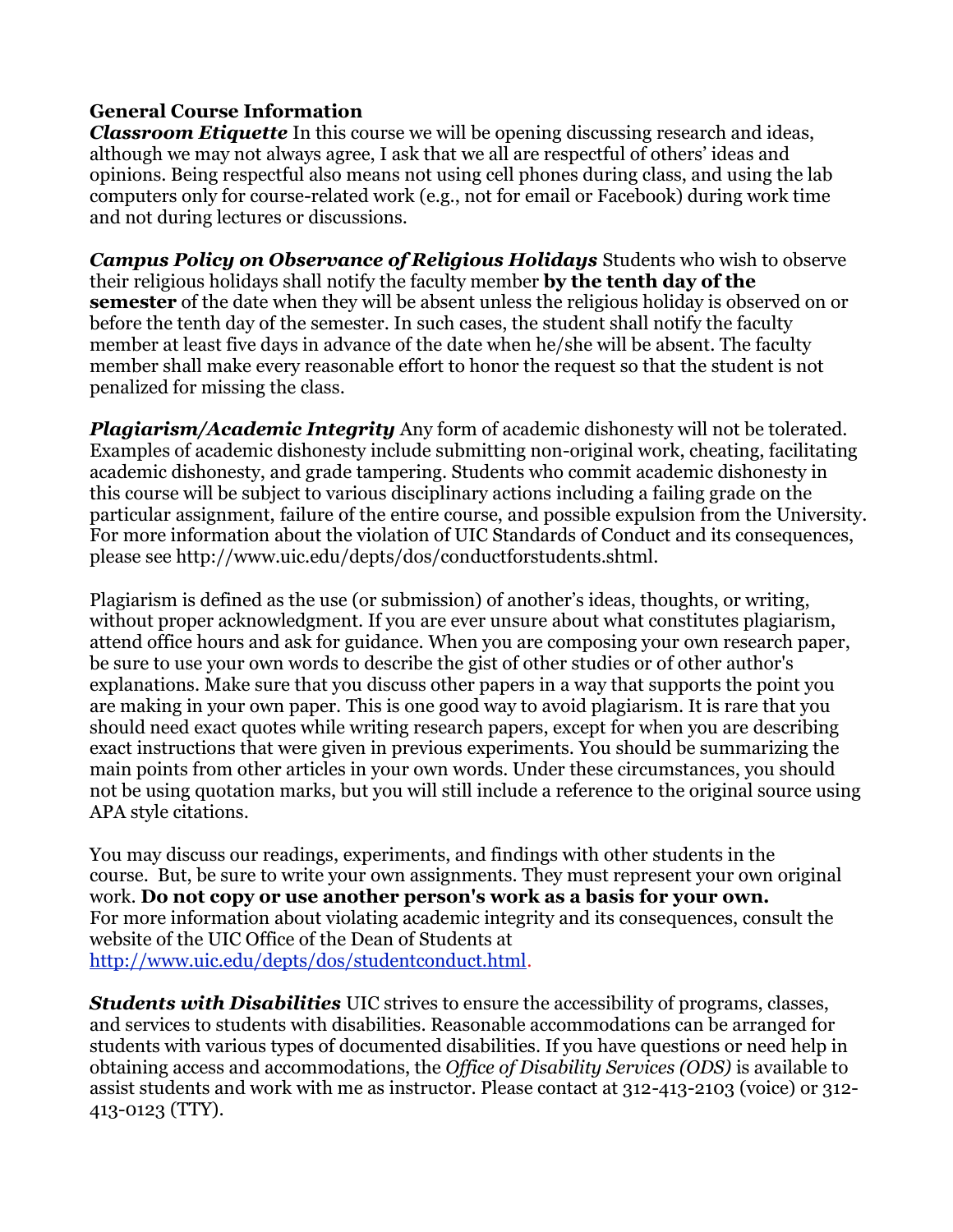## General Course Information

***Classroom Etiquette*** In this course we will be opening discussing research and ideas, although we may not always agree, I ask that we all are respectful of others' ideas and opinions. Being respectful also means not using cell phones during class, and using the lab computers only for course-related work (e.g., not for email or Facebook) during work time and not during lectures or discussions.

***Campus Policy on Observance of Religious Holidays*** Students who wish to observe their religious holidays shall notify the faculty member **by the tenth day of the semester** of the date when they will be absent unless the religious holiday is observed on or before the tenth day of the semester. In such cases, the student shall notify the faculty member at least five days in advance of the date when he/she will be absent. The faculty member shall make every reasonable effort to honor the request so that the student is not penalized for missing the class.

***Plagiarism/Academic Integrity*** Any form of academic dishonesty will not be tolerated. Examples of academic dishonesty include submitting non-original work, cheating, facilitating academic dishonesty, and grade tampering. Students who commit academic dishonesty in this course will be subject to various disciplinary actions including a failing grade on the particular assignment, failure of the entire course, and possible expulsion from the University. For more information about the violation of UIC Standards of Conduct and its consequences, please see http://www.uic.edu/depts/dos/conductforstudents.shtml.

Plagiarism is defined as the use (or submission) of another's ideas, thoughts, or writing, without proper acknowledgment. If you are ever unsure about what constitutes plagiarism, attend office hours and ask for guidance. When you are composing your own research paper, be sure to use your own words to describe the gist of other studies or of other author's explanations. Make sure that you discuss other papers in a way that supports the point you are making in your own paper. This is one good way to avoid plagiarism. It is rare that you should need exact quotes while writing research papers, except for when you are describing exact instructions that were given in previous experiments. You should be summarizing the main points from other articles in your own words. Under these circumstances, you should not be using quotation marks, but you will still include a reference to the original source using APA style citations.

You may discuss our readings, experiments, and findings with other students in the course. But, be sure to write your own assignments. They must represent your own original work. **Do not copy or use another person's work as a basis for your own.** For more information about violating academic integrity and its consequences, consult the website of the UIC Office of the Dean of Students at http://www.uic.edu/depts/dos/studentconduct.html.

***Students with Disabilities*** UIC strives to ensure the accessibility of programs, classes, and services to students with disabilities. Reasonable accommodations can be arranged for students with various types of documented disabilities. If you have questions or need help in obtaining access and accommodations, the *Office of Disability Services (ODS)* is available to assist students and work with me as instructor. Please contact at 312-413-2103 (voice) or 312-413-0123 (TTY).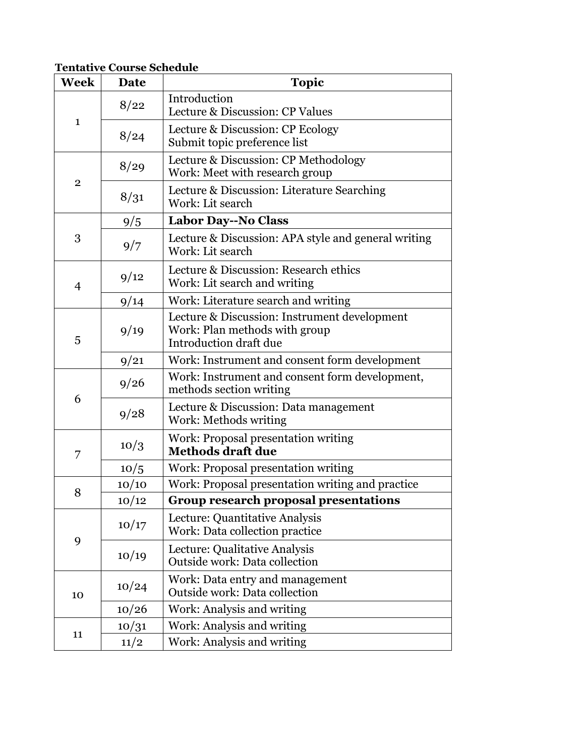**Tentative Course Schedule**

| Week | Date | Topic |
|---|---|---|
| 1 | 8/22 | Introduction<br>Lecture & Discussion: CP Values |
| | 8/24 | Lecture & Discussion: CP Ecology<br>Submit topic preference list |
| 2 | 8/29 | Lecture & Discussion: CP Methodology<br>Work: Meet with research group |
| | 8/31 | Lecture & Discussion: Literature Searching<br>Work: Lit search |
| 3 | 9/5 | **Labor Day--No Class** |
| | 9/7 | Lecture & Discussion: APA style and general writing<br>Work: Lit search |
| 4 | 9/12 | Lecture & Discussion: Research ethics<br>Work: Lit search and writing |
| | 9/14 | Work: Literature search and writing |
| 5 | 9/19 | Lecture & Discussion: Instrument development<br>Work: Plan methods with group<br>Introduction draft due |
| | 9/21 | Work: Instrument and consent form development |
| 6 | 9/26 | Work: Instrument and consent form development, methods section writing |
| | 9/28 | Lecture & Discussion: Data management<br>Work: Methods writing |
| 7 | 10/3 | Work: Proposal presentation writing<br>**Methods draft due** |
| | 10/5 | Work: Proposal presentation writing |
| 8 | 10/10 | Work: Proposal presentation writing and practice |
| | 10/12 | **Group research proposal presentations** |
| 9 | 10/17 | Lecture: Quantitative Analysis<br>Work: Data collection practice |
| | 10/19 | Lecture: Qualitative Analysis<br>Outside work: Data collection |
| 10 | 10/24 | Work: Data entry and management<br>Outside work: Data collection |
| | 10/26 | Work: Analysis and writing |
| 11 | 10/31 | Work: Analysis and writing |
| | 11/2 | Work: Analysis and writing |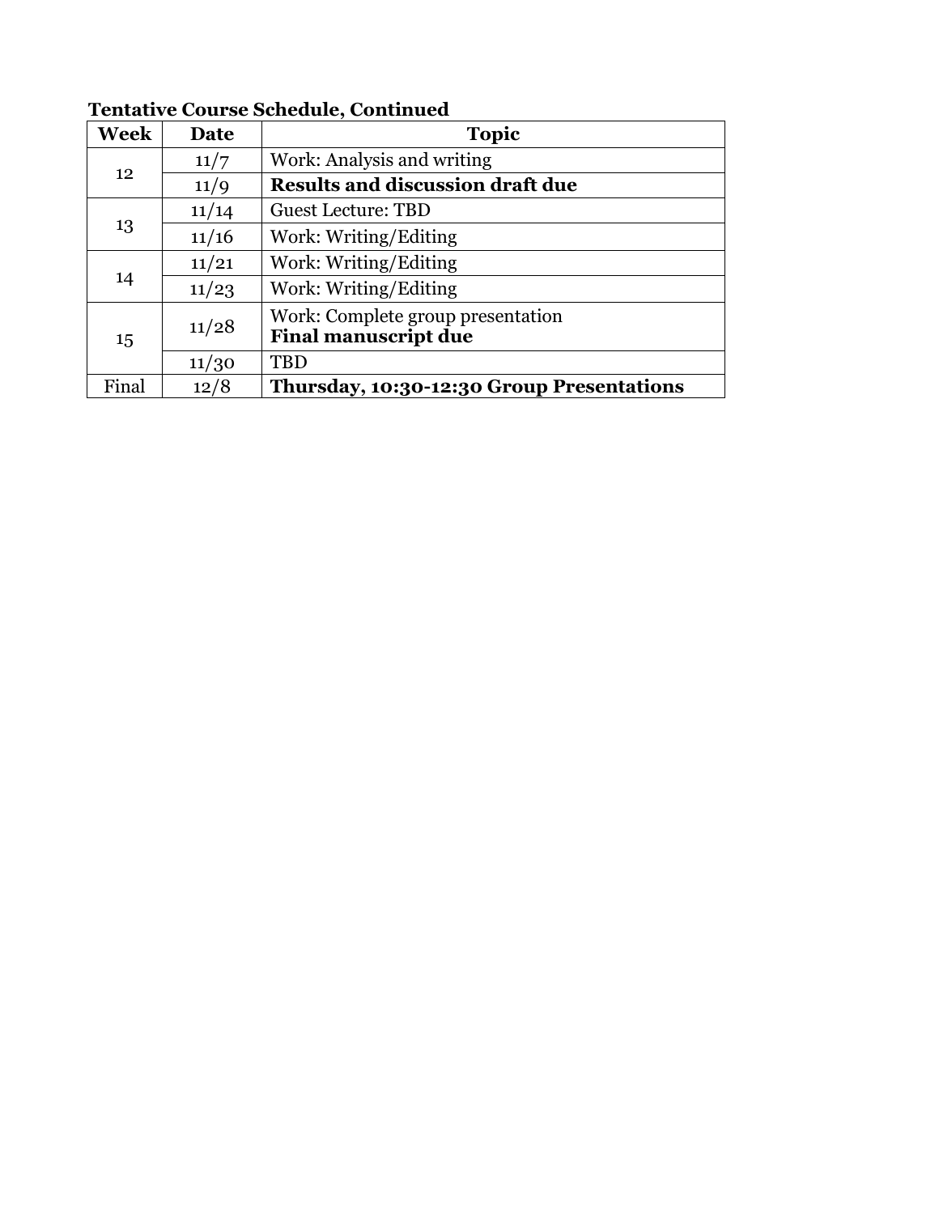**Tentative Course Schedule, Continued**

| Week | Date | Topic |
|---|---|---|
| 12 | 11/7 | Work: Analysis and writing |
| | 11/9 | **Results and discussion draft due** |
| 13 | 11/14 | Guest Lecture: TBD |
| | 11/16 | Work: Writing/Editing |
| 14 | 11/21 | Work: Writing/Editing |
| | 11/23 | Work: Writing/Editing |
| 15 | 11/28 | Work: Complete group presentation **Final manuscript due** |
| | 11/30 | TBD |
| Final | 12/8 | **Thursday, 10:30-12:30 Group Presentations** |